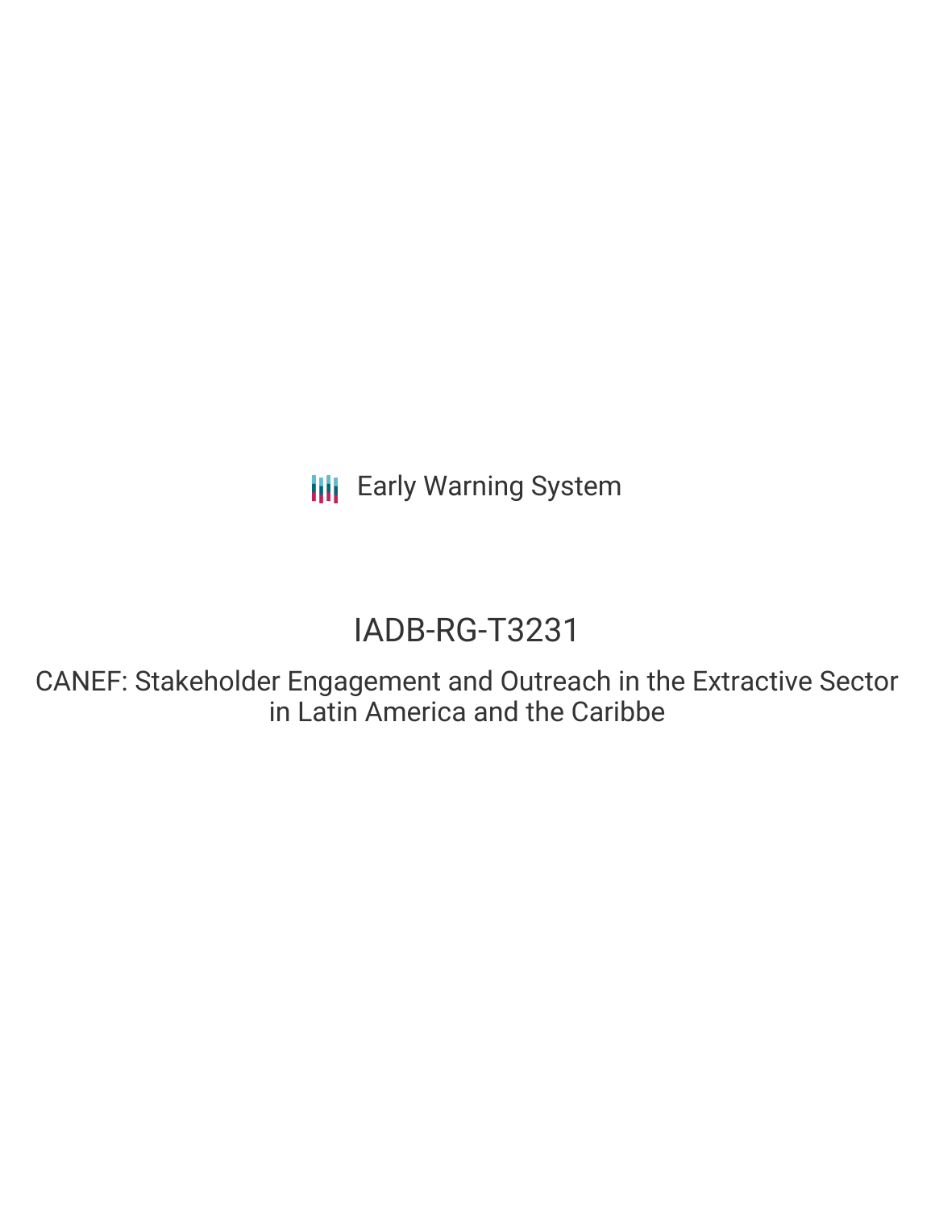Early Warning System

# IADB-RG-T3231

## CANEF: Stakeholder Engagement and Outreach in the Extractive Sector in Latin America and the Caribbe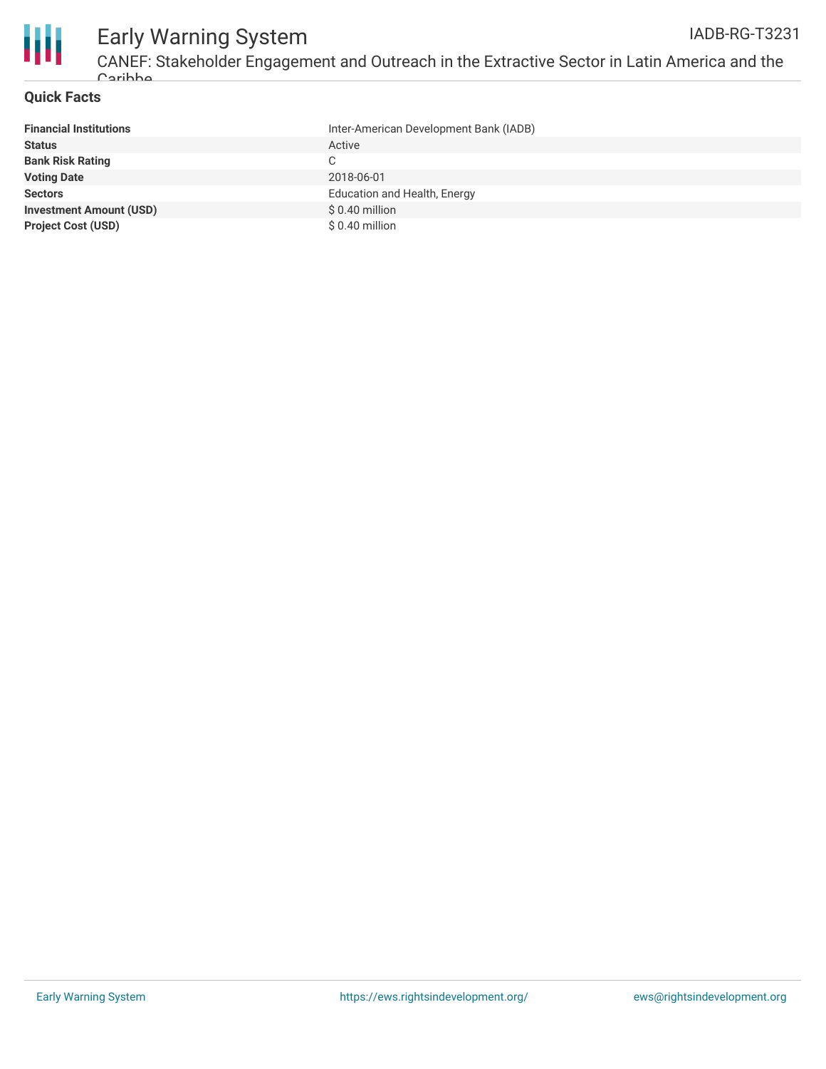## Quick Facts

| | |
|---|---|
| **Financial Institutions** | Inter-American Development Bank (IADB) |
| **Status** | Active |
| **Bank Risk Rating** | C |
| **Voting Date** | 2018-06-01 |
| **Sectors** | Education and Health, Energy |
| **Investment Amount (USD)** | $ 0.40 million |
| **Project Cost (USD)** | $ 0.40 million |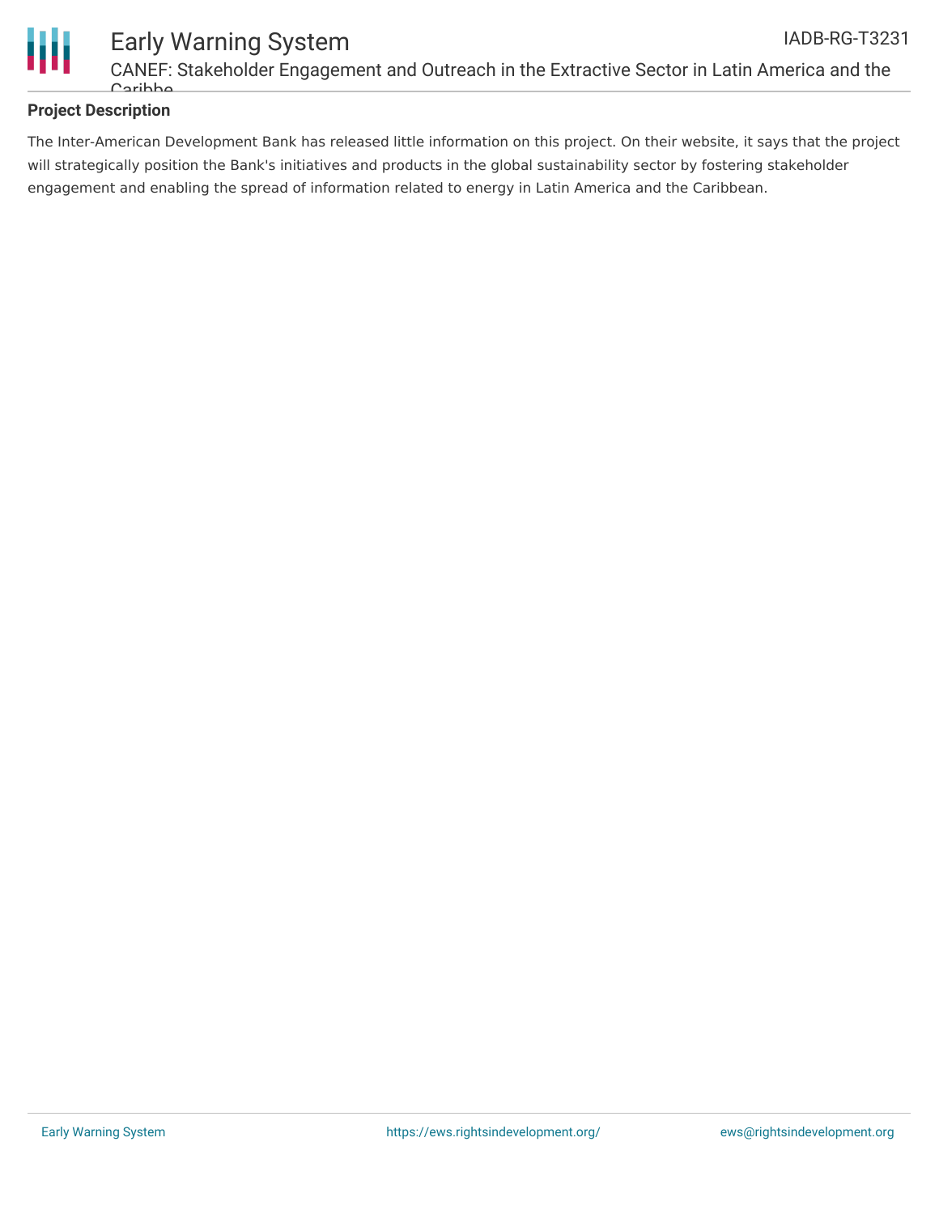## Project Description

The Inter-American Development Bank has released little information on this project. On their website, it says that the project will strategically position the Bank's initiatives and products in the global sustainability sector by fostering stakeholder engagement and enabling the spread of information related to energy in Latin America and the Caribbean.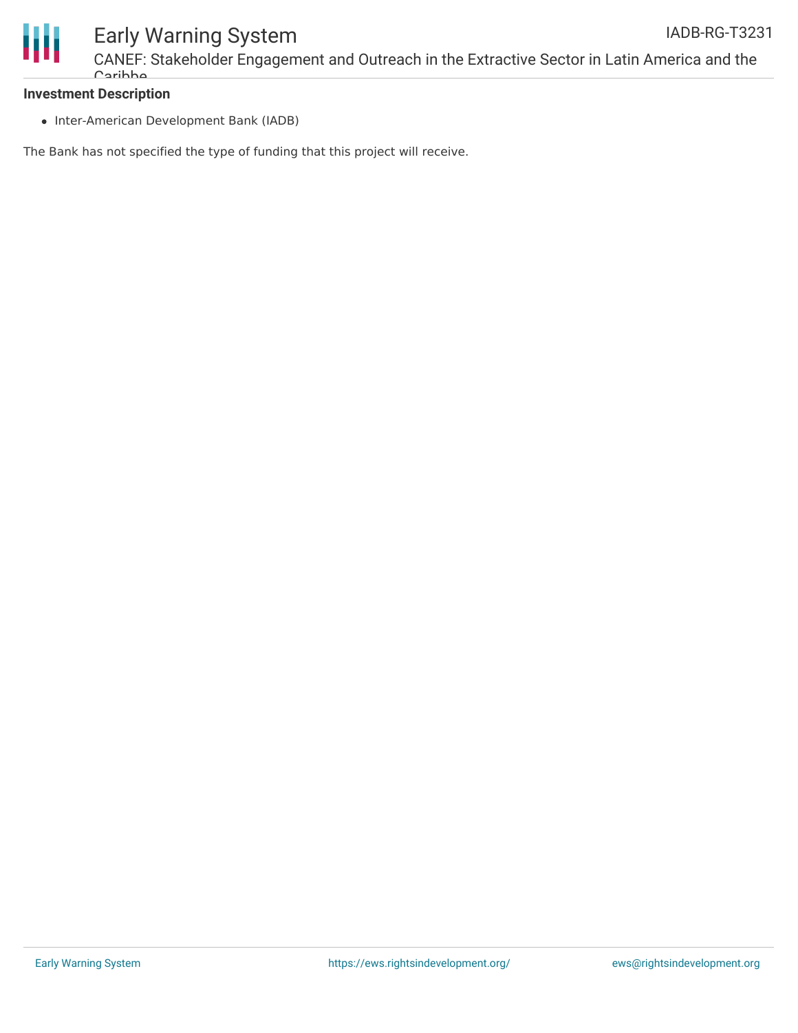**Investment Description**

- Inter-American Development Bank (IADB)

The Bank has not specified the type of funding that this project will receive.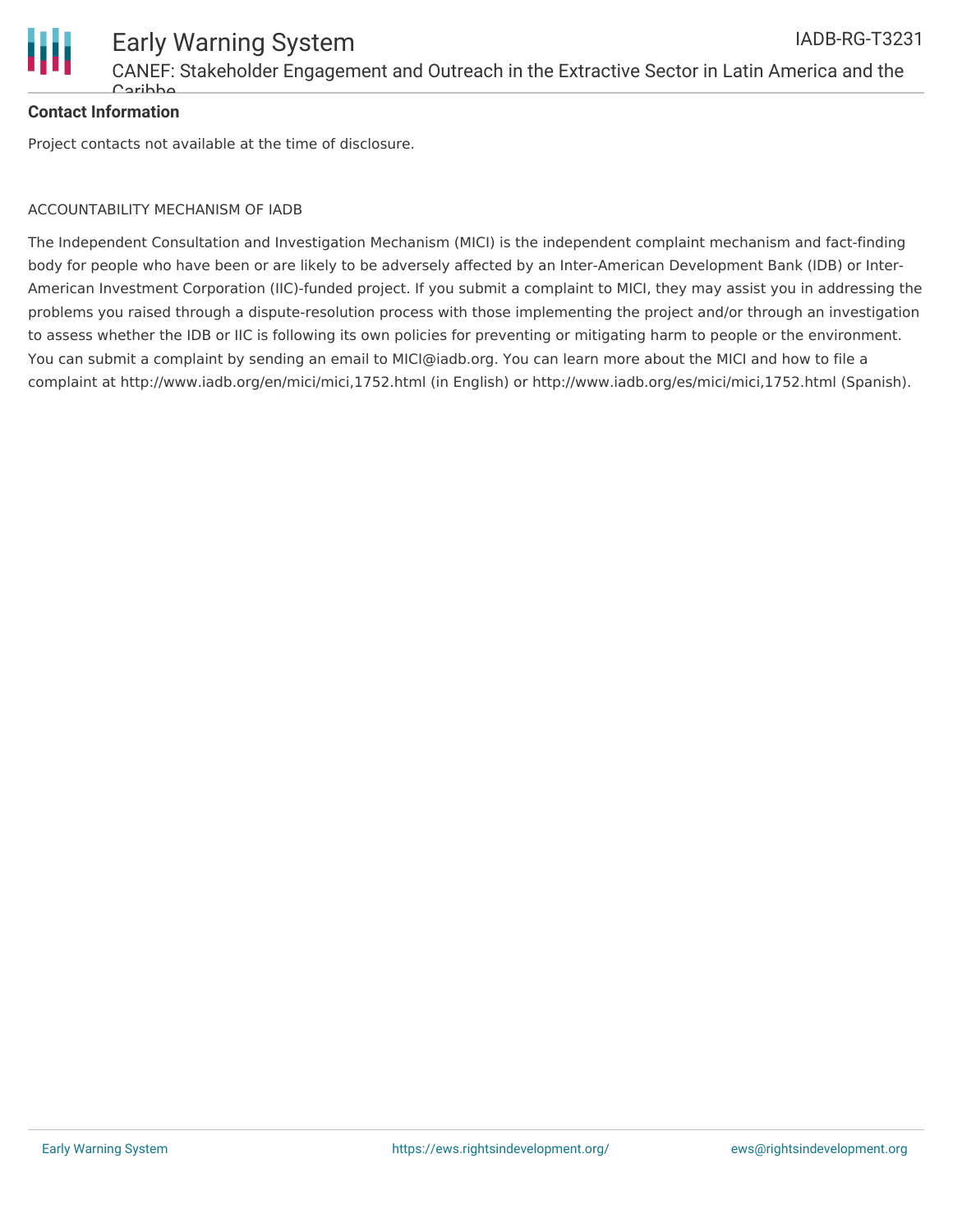**Contact Information**

Project contacts not available at the time of disclosure.

ACCOUNTABILITY MECHANISM OF IADB

The Independent Consultation and Investigation Mechanism (MICI) is the independent complaint mechanism and fact-finding body for people who have been or are likely to be adversely affected by an Inter-American Development Bank (IDB) or Inter-American Investment Corporation (IIC)-funded project. If you submit a complaint to MICI, they may assist you in addressing the problems you raised through a dispute-resolution process with those implementing the project and/or through an investigation to assess whether the IDB or IIC is following its own policies for preventing or mitigating harm to people or the environment. You can submit a complaint by sending an email to MICI@iadb.org. You can learn more about the MICI and how to file a complaint at http://www.iadb.org/en/mici/mici,1752.html (in English) or http://www.iadb.org/es/mici/mici,1752.html (Spanish).